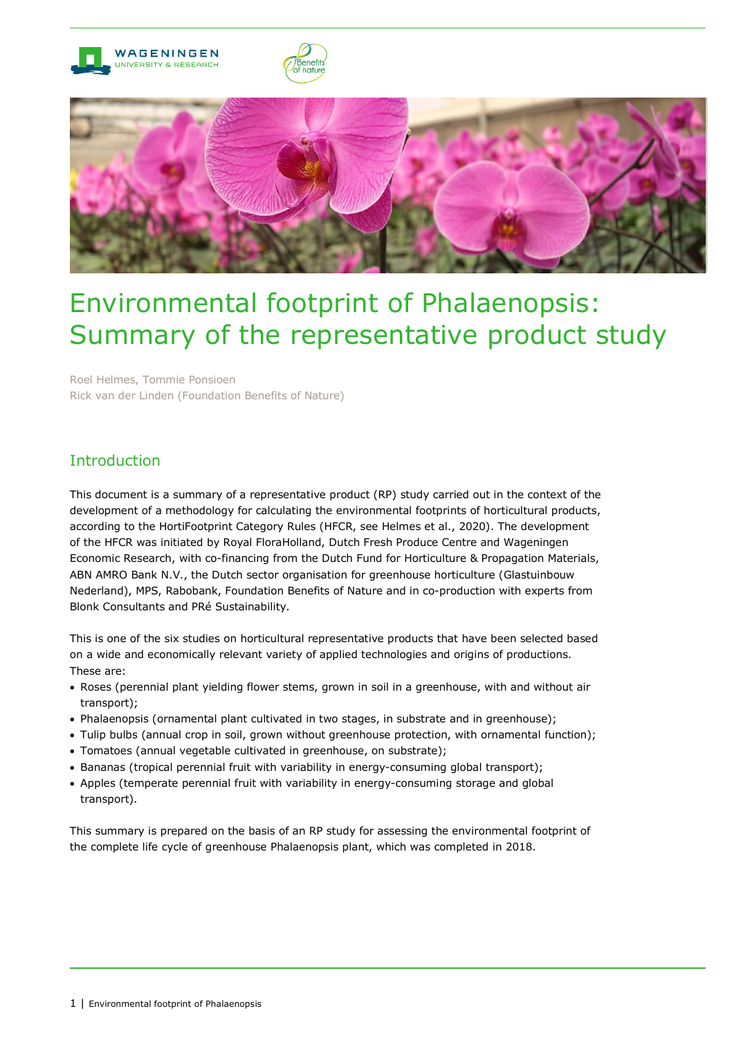# Environmental footprint of Phalaenopsis: Summary of the representative product study

Roel Helmes, Tommie Ponsioen
Rick van der Linden (Foundation Benefits of Nature)

## Introduction

This document is a summary of a representative product (RP) study carried out in the context of the development of a methodology for calculating the environmental footprints of horticultural products, according to the HortiFootprint Category Rules (HFCR, see Helmes et al., 2020). The development of the HFCR was initiated by Royal FloraHolland, Dutch Fresh Produce Centre and Wageningen Economic Research, with co-financing from the Dutch Fund for Horticulture & Propagation Materials, ABN AMRO Bank N.V., the Dutch sector organisation for greenhouse horticulture (Glastuinbouw Nederland), MPS, Rabobank, Foundation Benefits of Nature and in co-production with experts from Blonk Consultants and PRé Sustainability.

This is one of the six studies on horticultural representative products that have been selected based on a wide and economically relevant variety of applied technologies and origins of productions. These are:

- Roses (perennial plant yielding flower stems, grown in soil in a greenhouse, with and without air transport);
- Phalaenopsis (ornamental plant cultivated in two stages, in substrate and in greenhouse);
- Tulip bulbs (annual crop in soil, grown without greenhouse protection, with ornamental function);
- Tomatoes (annual vegetable cultivated in greenhouse, on substrate);
- Bananas (tropical perennial fruit with variability in energy-consuming global transport);
- Apples (temperate perennial fruit with variability in energy-consuming storage and global transport).

This summary is prepared on the basis of an RP study for assessing the environmental footprint of the complete life cycle of greenhouse Phalaenopsis plant, which was completed in 2018.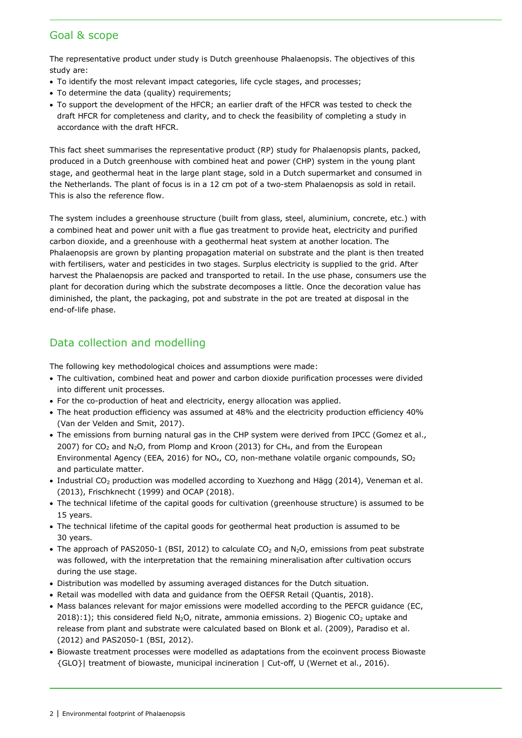## Goal & scope

The representative product under study is Dutch greenhouse Phalaenopsis. The objectives of this study are:

- To identify the most relevant impact categories, life cycle stages, and processes;
- To determine the data (quality) requirements;
- To support the development of the HFCR; an earlier draft of the HFCR was tested to check the draft HFCR for completeness and clarity, and to check the feasibility of completing a study in accordance with the draft HFCR.

This fact sheet summarises the representative product (RP) study for Phalaenopsis plants, packed, produced in a Dutch greenhouse with combined heat and power (CHP) system in the young plant stage, and geothermal heat in the large plant stage, sold in a Dutch supermarket and consumed in the Netherlands. The plant of focus is in a 12 cm pot of a two-stem Phalaenopsis as sold in retail. This is also the reference flow.

The system includes a greenhouse structure (built from glass, steel, aluminium, concrete, etc.) with a combined heat and power unit with a flue gas treatment to provide heat, electricity and purified carbon dioxide, and a greenhouse with a geothermal heat system at another location. The Phalaenopsis are grown by planting propagation material on substrate and the plant is then treated with fertilisers, water and pesticides in two stages. Surplus electricity is supplied to the grid. After harvest the Phalaenopsis are packed and transported to retail. In the use phase, consumers use the plant for decoration during which the substrate decomposes a little. Once the decoration value has diminished, the plant, the packaging, pot and substrate in the pot are treated at disposal in the end-of-life phase.

## Data collection and modelling

The following key methodological choices and assumptions were made:

- The cultivation, combined heat and power and carbon dioxide purification processes were divided into different unit processes.
- For the co-production of heat and electricity, energy allocation was applied.
- The heat production efficiency was assumed at 48% and the electricity production efficiency 40% (Van der Velden and Smit, 2017).
- The emissions from burning natural gas in the CHP system were derived from IPCC (Gomez et al., 2007) for $CO_2$ and $N_2O$, from Plomp and Kroon (2013) for $CH_4$, and from the European Environmental Agency (EEA, 2016) for $NO_x$, CO, non-methane volatile organic compounds, $SO_2$ and particulate matter.
- Industrial $CO_2$ production was modelled according to Xuezhong and Hägg (2014), Veneman et al. (2013), Frischknecht (1999) and OCAP (2018).
- The technical lifetime of the capital goods for cultivation (greenhouse structure) is assumed to be 15 years.
- The technical lifetime of the capital goods for geothermal heat production is assumed to be 30 years.
- The approach of PAS2050-1 (BSI, 2012) to calculate $CO_2$ and $N_2O$, emissions from peat substrate was followed, with the interpretation that the remaining mineralisation after cultivation occurs during the use stage.
- Distribution was modelled by assuming averaged distances for the Dutch situation.
- Retail was modelled with data and guidance from the OEFSR Retail (Quantis, 2018).
- Mass balances relevant for major emissions were modelled according to the PEFCR guidance (EC, 2018):1); this considered field $N_2O$, nitrate, ammonia emissions. 2) Biogenic $CO_2$ uptake and release from plant and substrate were calculated based on Blonk et al. (2009), Paradiso et al. (2012) and PAS2050-1 (BSI, 2012).
- Biowaste treatment processes were modelled as adaptations from the ecoinvent process Biowaste {GLO}| treatment of biowaste, municipal incineration | Cut-off, U (Wernet et al., 2016).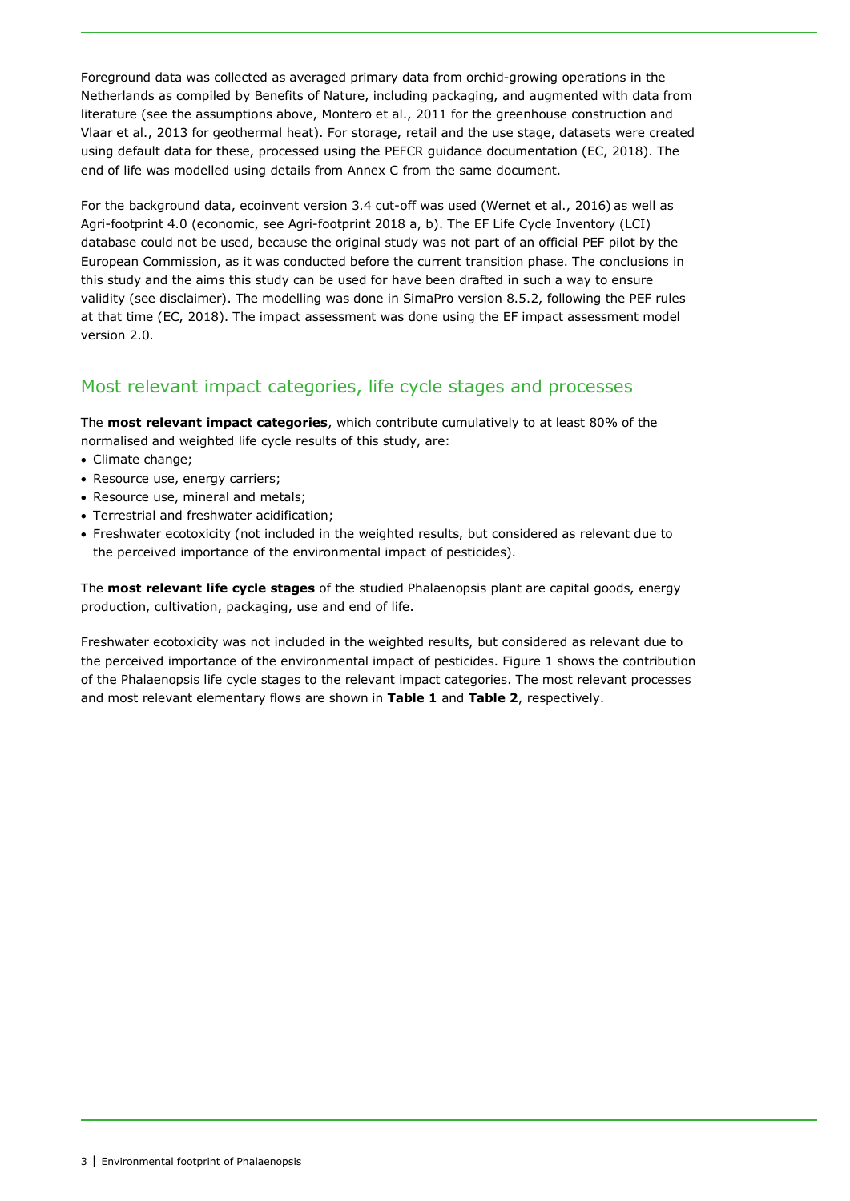Foreground data was collected as averaged primary data from orchid-growing operations in the Netherlands as compiled by Benefits of Nature, including packaging, and augmented with data from literature (see the assumptions above, Montero et al., 2011 for the greenhouse construction and Vlaar et al., 2013 for geothermal heat). For storage, retail and the use stage, datasets were created using default data for these, processed using the PEFCR guidance documentation (EC, 2018). The end of life was modelled using details from Annex C from the same document.

For the background data, ecoinvent version 3.4 cut-off was used (Wernet et al., 2016) as well as Agri-footprint 4.0 (economic, see Agri-footprint 2018 a, b). The EF Life Cycle Inventory (LCI) database could not be used, because the original study was not part of an official PEF pilot by the European Commission, as it was conducted before the current transition phase. The conclusions in this study and the aims this study can be used for have been drafted in such a way to ensure validity (see disclaimer). The modelling was done in SimaPro version 8.5.2, following the PEF rules at that time (EC, 2018). The impact assessment was done using the EF impact assessment model version 2.0.

## Most relevant impact categories, life cycle stages and processes

The **most relevant impact categories**, which contribute cumulatively to at least 80% of the normalised and weighted life cycle results of this study, are:

- Climate change;
- Resource use, energy carriers;
- Resource use, mineral and metals;
- Terrestrial and freshwater acidification;
- Freshwater ecotoxicity (not included in the weighted results, but considered as relevant due to the perceived importance of the environmental impact of pesticides).

The **most relevant life cycle stages** of the studied Phalaenopsis plant are capital goods, energy production, cultivation, packaging, use and end of life.

Freshwater ecotoxicity was not included in the weighted results, but considered as relevant due to the perceived importance of the environmental impact of pesticides. Figure 1 shows the contribution of the Phalaenopsis life cycle stages to the relevant impact categories. The most relevant processes and most relevant elementary flows are shown in **Table 1** and **Table 2**, respectively.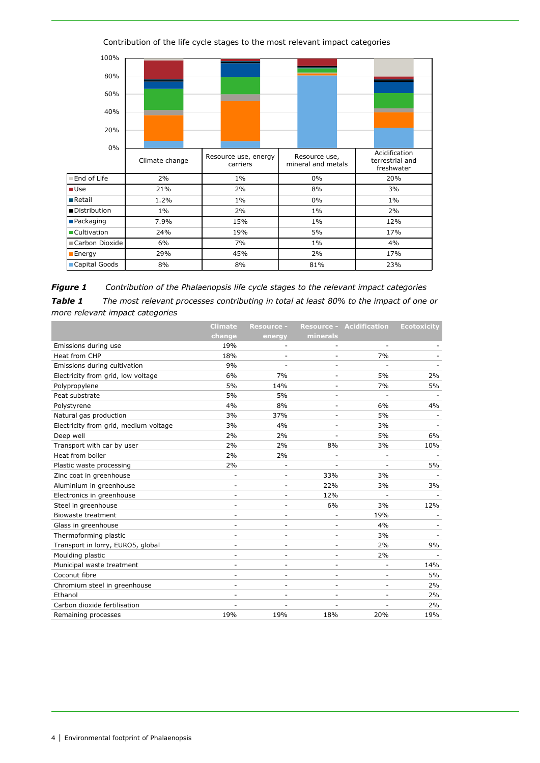Contribution of the life cycle stages to the most relevant impact categories

| | Climate change | Resource use, energy carriers | Resource use, mineral and metals | Acidification terrestrial and freshwater |
|---|---|---|---|---|
| End of Life | 2% | 1% | 0% | 20% |
| Use | 21% | 2% | 8% | 3% |
| Retail | 1.2% | 1% | 0% | 1% |
| Distribution | 1% | 2% | 1% | 2% |
| Packaging | 7.9% | 15% | 1% | 12% |
| Cultivation | 24% | 19% | 5% | 17% |
| Carbon Dioxide | 6% | 7% | 1% | 4% |
| Energy | 29% | 45% | 2% | 17% |
| Capital Goods | 8% | 8% | 81% | 23% |

***Figure 1*** *Contribution of the Phalaenopsis life cycle stages to the relevant impact categories*

***Table 1*** *The most relevant processes contributing in total at least 80% to the impact of one or more relevant impact categories*

| | Climate change | Resource - energy | Resource - minerals | Acidification | Ecotoxicity |
|---|---|---|---|---|---|
| Emissions during use | 19% | - | - | - | - |
| Heat from CHP | 18% | - | - | 7% | - |
| Emissions during cultivation | 9% | - | - | - | - |
| Electricity from grid, low voltage | 6% | 7% | - | 5% | 2% |
| Polypropylene | 5% | 14% | - | 7% | 5% |
| Peat substrate | 5% | 5% | - | - | - |
| Polystyrene | 4% | 8% | - | 6% | 4% |
| Natural gas production | 3% | 37% | - | 5% | - |
| Electricity from grid, medium voltage | 3% | 4% | - | 3% | - |
| Deep well | 2% | 2% | - | 5% | 6% |
| Transport with car by user | 2% | 2% | 8% | 3% | 10% |
| Heat from boiler | 2% | 2% | - | - | - |
| Plastic waste processing | 2% | - | - | - | 5% |
| Zinc coat in greenhouse | - | - | 33% | 3% | - |
| Aluminium in greenhouse | - | - | 22% | 3% | 3% |
| Electronics in greenhouse | - | - | 12% | - | - |
| Steel in greenhouse | - | - | 6% | 3% | 12% |
| Biowaste treatment | - | - | - | 19% | - |
| Glass in greenhouse | - | - | - | 4% | - |
| Thermoforming plastic | - | - | - | 3% | - |
| Transport in lorry, EURO5, global | - | - | - | 2% | 9% |
| Moulding plastic | - | - | - | 2% | - |
| Municipal waste treatment | - | - | - | - | 14% |
| Coconut fibre | - | - | - | - | 5% |
| Chromium steel in greenhouse | - | - | - | - | 2% |
| Ethanol | - | - | - | - | 2% |
| Carbon dioxide fertilisation | - | - | - | - | 2% |
| Remaining processes | 19% | 19% | 18% | 20% | 19% |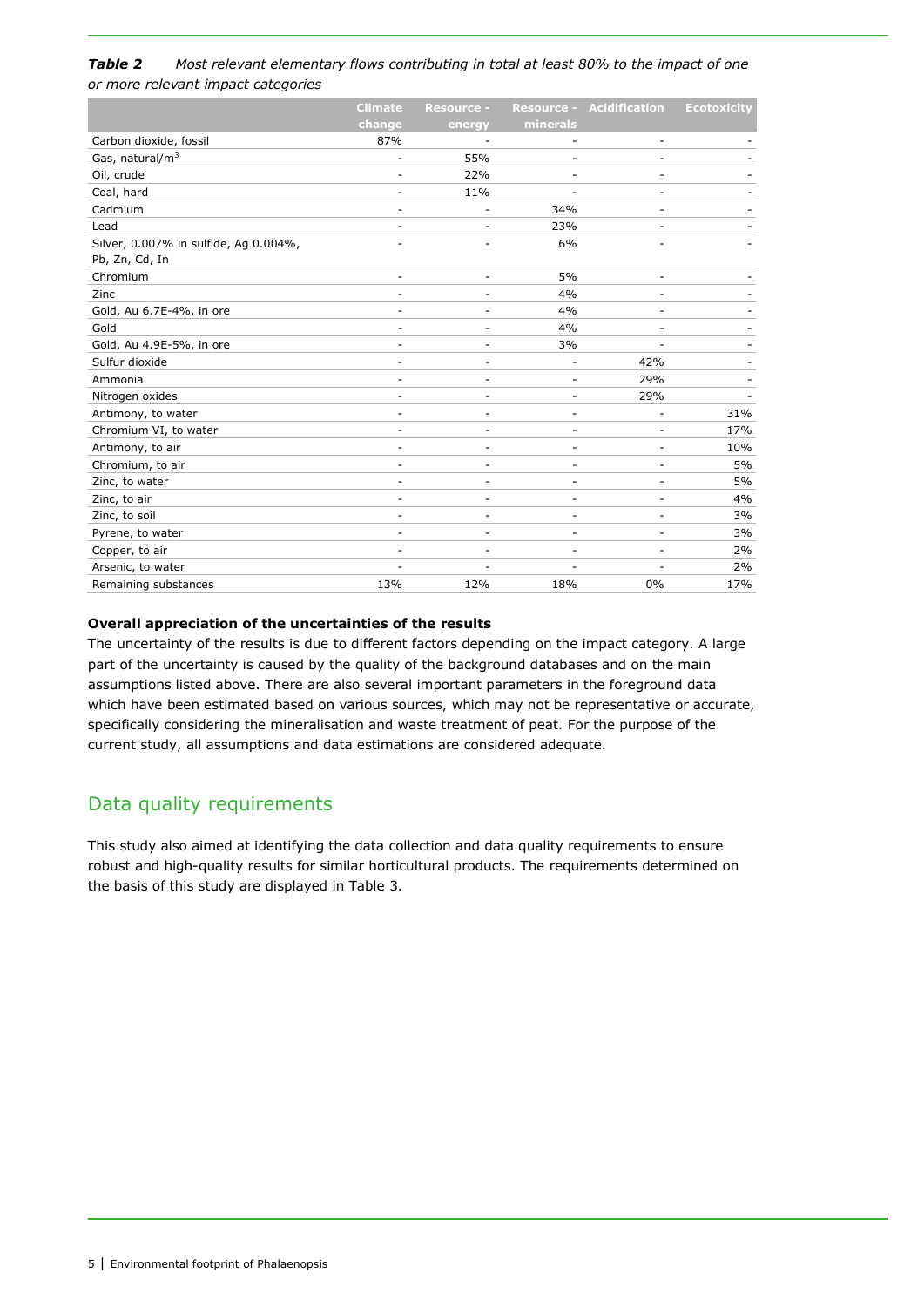***Table 2*** *Most relevant elementary flows contributing in total at least 80% to the impact of one or more relevant impact categories*

| | Climate change | Resource - energy | Resource - minerals | Acidification | Ecotoxicity |
|---|---|---|---|---|---|
| Carbon dioxide, fossil | 87% | - | - | - | - |
| Gas, natural/m$^3$ | - | 55% | - | - | - |
| Oil, crude | - | 22% | - | - | - |
| Coal, hard | - | 11% | - | - | - |
| Cadmium | - | - | 34% | - | - |
| Lead | - | - | 23% | - | - |
| Silver, 0.007% in sulfide, Ag 0.004%, Pb, Zn, Cd, In | - | - | 6% | - | - |
| Chromium | - | - | 5% | - | - |
| Zinc | - | - | 4% | - | - |
| Gold, Au 6.7E-4%, in ore | - | - | 4% | - | - |
| Gold | - | - | 4% | - | - |
| Gold, Au 4.9E-5%, in ore | - | - | 3% | - | - |
| Sulfur dioxide | - | - | - | 42% | - |
| Ammonia | - | - | - | 29% | - |
| Nitrogen oxides | - | - | - | 29% | - |
| Antimony, to water | - | - | - | - | 31% |
| Chromium VI, to water | - | - | - | - | 17% |
| Antimony, to air | - | - | - | - | 10% |
| Chromium, to air | - | - | - | - | 5% |
| Zinc, to water | - | - | - | - | 5% |
| Zinc, to air | - | - | - | - | 4% |
| Zinc, to soil | - | - | - | - | 3% |
| Pyrene, to water | - | - | - | - | 3% |
| Copper, to air | - | - | - | - | 2% |
| Arsenic, to water | - | - | - | - | 2% |
| Remaining substances | 13% | 12% | 18% | 0% | 17% |

**Overall appreciation of the uncertainties of the results**

The uncertainty of the results is due to different factors depending on the impact category. A large part of the uncertainty is caused by the quality of the background databases and on the main assumptions listed above. There are also several important parameters in the foreground data which have been estimated based on various sources, which may not be representative or accurate, specifically considering the mineralisation and waste treatment of peat. For the purpose of the current study, all assumptions and data estimations are considered adequate.

## Data quality requirements

This study also aimed at identifying the data collection and data quality requirements to ensure robust and high-quality results for similar horticultural products. The requirements determined on the basis of this study are displayed in Table 3.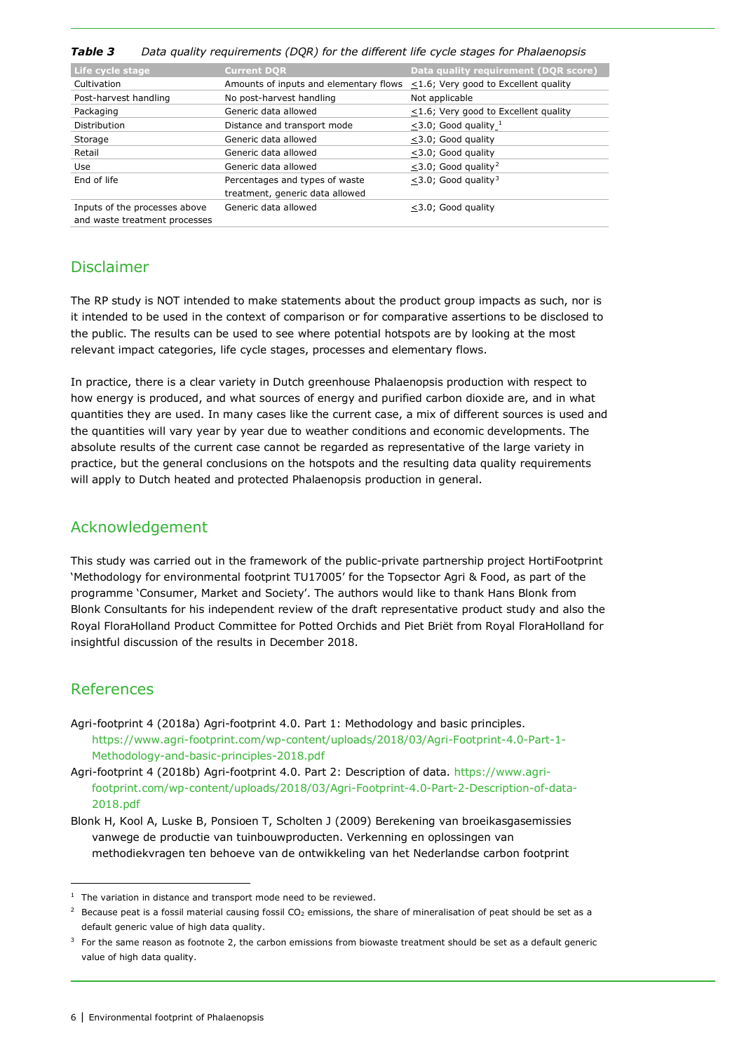*Table 3 Data quality requirements (DQR) for the different life cycle stages for Phalaenopsis*

| Life cycle stage | Current DQR | Data quality requirement (DQR score) |
|---|---|---|
| Cultivation | Amounts of inputs and elementary flows | ≤1.6; Very good to Excellent quality |
| Post-harvest handling | No post-harvest handling | Not applicable |
| Packaging | Generic data allowed | ≤1.6; Very good to Excellent quality |
| Distribution | Distance and transport mode | ≤3.0; Good quality [1] |
| Storage | Generic data allowed | ≤3.0; Good quality |
| Retail | Generic data allowed | ≤3.0; Good quality |
| Use | Generic data allowed | ≤3.0; Good quality [2] |
| End of life | Percentages and types of waste treatment, generic data allowed | ≤3.0; Good quality [3] |
| Inputs of the processes above and waste treatment processes | Generic data allowed | ≤3.0; Good quality |

## Disclaimer

The RP study is NOT intended to make statements about the product group impacts as such, nor is it intended to be used in the context of comparison or for comparative assertions to be disclosed to the public. The results can be used to see where potential hotspots are by looking at the most relevant impact categories, life cycle stages, processes and elementary flows.

In practice, there is a clear variety in Dutch greenhouse Phalaenopsis production with respect to how energy is produced, and what sources of energy and purified carbon dioxide are, and in what quantities they are used. In many cases like the current case, a mix of different sources is used and the quantities will vary year by year due to weather conditions and economic developments. The absolute results of the current case cannot be regarded as representative of the large variety in practice, but the general conclusions on the hotspots and the resulting data quality requirements will apply to Dutch heated and protected Phalaenopsis production in general.

## Acknowledgement

This study was carried out in the framework of the public-private partnership project HortiFootprint 'Methodology for environmental footprint TU17005' for the Topsector Agri & Food, as part of the programme 'Consumer, Market and Society'. The authors would like to thank Hans Blonk from Blonk Consultants for his independent review of the draft representative product study and also the Royal FloraHolland Product Committee for Potted Orchids and Piet Briët from Royal FloraHolland for insightful discussion of the results in December 2018.

## References

Agri-footprint 4 (2018a) Agri-footprint 4.0. Part 1: Methodology and basic principles. https://www.agri-footprint.com/wp-content/uploads/2018/03/Agri-Footprint-4.0-Part-1-Methodology-and-basic-principles-2018.pdf

Agri-footprint 4 (2018b) Agri-footprint 4.0. Part 2: Description of data. https://www.agri-footprint.com/wp-content/uploads/2018/03/Agri-Footprint-4.0-Part-2-Description-of-data-2018.pdf

Blonk H, Kool A, Luske B, Ponsioen T, Scholten J (2009) Berekening van broeikasgasemissies vanwege de productie van tuinbouwproducten. Verkenning en oplossingen van methodiekvragen ten behoeve van de ontwikkeling van het Nederlandse carbon footprint

---

[1] The variation in distance and transport mode need to be reviewed.

[2] Because peat is a fossil material causing fossil $CO_2$ emissions, the share of mineralisation of peat should be set as a default generic value of high data quality.

[3] For the same reason as footnote 2, the carbon emissions from biowaste treatment should be set as a default generic value of high data quality.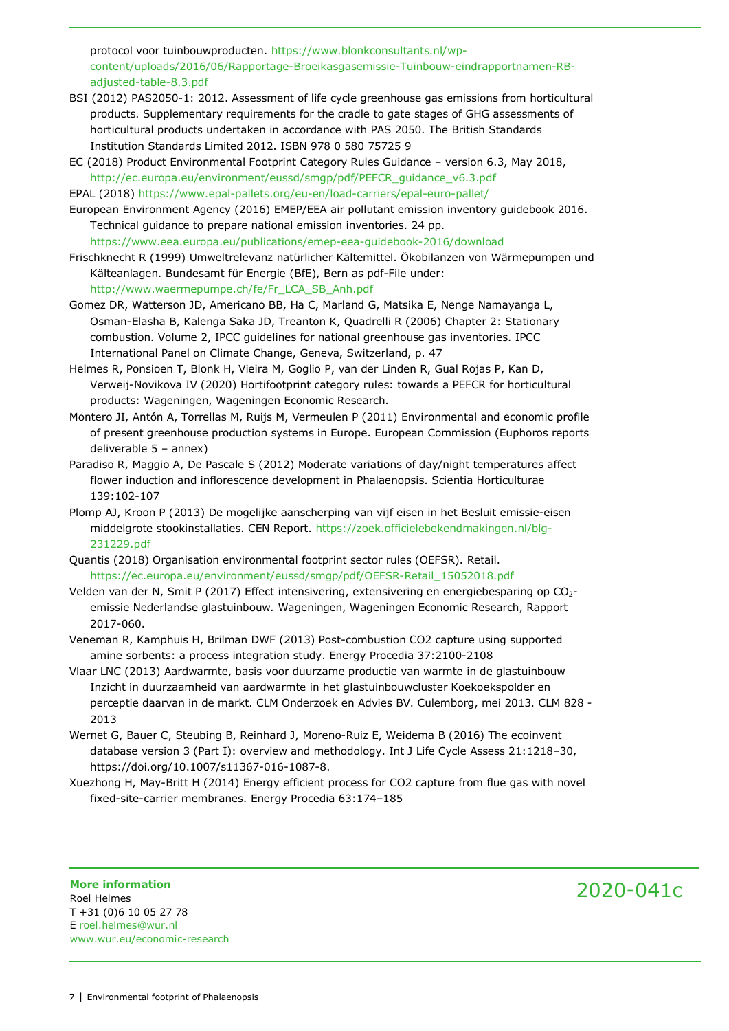protocol voor tuinbouwproducten. https://www.blonkconsultants.nl/wp-content/uploads/2016/06/Rapportage-Broeikasgasemissie-Tuinbouw-eindrapportnamen-RB-adjusted-table-8.3.pdf

BSI (2012) PAS2050-1: 2012. Assessment of life cycle greenhouse gas emissions from horticultural products. Supplementary requirements for the cradle to gate stages of GHG assessments of horticultural products undertaken in accordance with PAS 2050. The British Standards Institution Standards Limited 2012. ISBN 978 0 580 75725 9

EC (2018) Product Environmental Footprint Category Rules Guidance – version 6.3, May 2018, http://ec.europa.eu/environment/eussd/smgp/pdf/PEFCR_guidance_v6.3.pdf

EPAL (2018) https://www.epal-pallets.org/eu-en/load-carriers/epal-euro-pallet/

European Environment Agency (2016) EMEP/EEA air pollutant emission inventory guidebook 2016. Technical guidance to prepare national emission inventories. 24 pp. https://www.eea.europa.eu/publications/emep-eea-guidebook-2016/download

Frischknecht R (1999) Umweltrelevanz natürlicher Kältemittel. Ökobilanzen von Wärmepumpen und Kälteanlagen. Bundesamt für Energie (BfE), Bern as pdf-File under: http://www.waermepumpe.ch/fe/Fr_LCA_SB_Anh.pdf

Gomez DR, Watterson JD, Americano BB, Ha C, Marland G, Matsika E, Nenge Namayanga L, Osman-Elasha B, Kalenga Saka JD, Treanton K, Quadrelli R (2006) Chapter 2: Stationary combustion. Volume 2, IPCC guidelines for national greenhouse gas inventories. IPCC International Panel on Climate Change, Geneva, Switzerland, p. 47

Helmes R, Ponsioen T, Blonk H, Vieira M, Goglio P, van der Linden R, Gual Rojas P, Kan D, Verweij-Novikova IV (2020) Hortifootprint category rules: towards a PEFCR for horticultural products: Wageningen, Wageningen Economic Research.

Montero JI, Antón A, Torrellas M, Ruijs M, Vermeulen P (2011) Environmental and economic profile of present greenhouse production systems in Europe. European Commission (Euphoros reports deliverable 5 – annex)

Paradiso R, Maggio A, De Pascale S (2012) Moderate variations of day/night temperatures affect flower induction and inflorescence development in Phalaenopsis. Scientia Horticulturae 139:102-107

Plomp AJ, Kroon P (2013) De mogelijke aanscherping van vijf eisen in het Besluit emissie-eisen middelgrote stookinstallaties. CEN Report. https://zoek.officielebekendmakingen.nl/blg-231229.pdf

Quantis (2018) Organisation environmental footprint sector rules (OEFSR). Retail. https://ec.europa.eu/environment/eussd/smgp/pdf/OEFSR-Retail_15052018.pdf

Velden van der N, Smit P (2017) Effect intensivering, extensivering en energiebesparing op $CO_2$-emissie Nederlandse glastuinbouw. Wageningen, Wageningen Economic Research, Rapport 2017-060.

Veneman R, Kamphuis H, Brilman DWF (2013) Post-combustion CO2 capture using supported amine sorbents: a process integration study. Energy Procedia 37:2100-2108

Vlaar LNC (2013) Aardwarmte, basis voor duurzame productie van warmte in de glastuinbouw Inzicht in duurzaamheid van aardwarmte in het glastuinbouwcluster Koekoekspolder en perceptie daarvan in de markt. CLM Onderzoek en Advies BV. Culemborg, mei 2013. CLM 828 - 2013

Wernet G, Bauer C, Steubing B, Reinhard J, Moreno-Ruiz E, Weidema B (2016) The ecoinvent database version 3 (Part I): overview and methodology. Int J Life Cycle Assess 21:1218–30, https://doi.org/10.1007/s11367-016-1087-8.

Xuezhong H, May-Britt H (2014) Energy efficient process for CO2 capture from flue gas with novel fixed-site-carrier membranes. Energy Procedia 63:174–185

**More information**
Roel Helmes
T +31 (0)6 10 05 27 78
E roel.helmes@wur.nl
www.wur.eu/economic-research

2020-041c